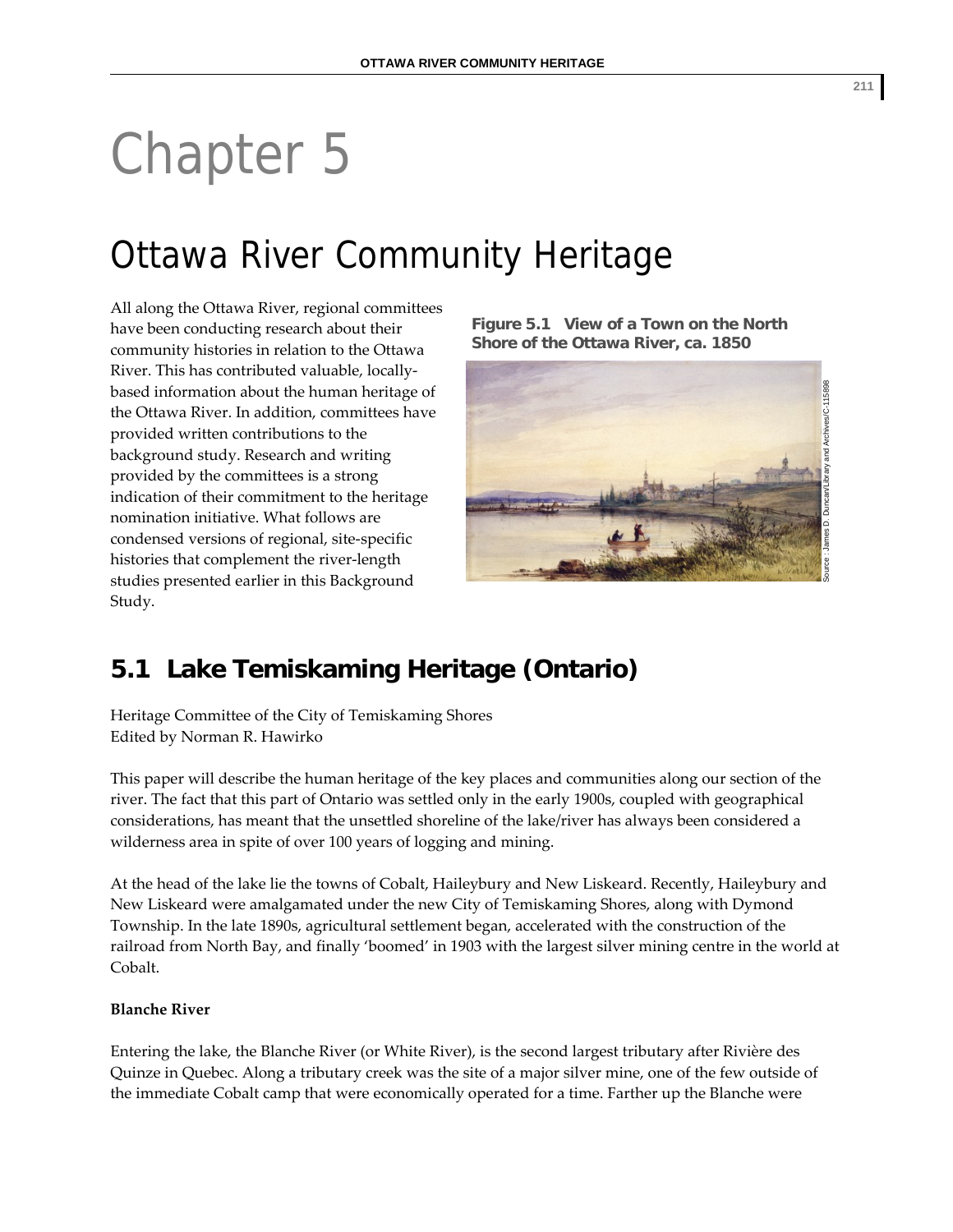# Chapter 5

# Ottawa River Community Heritage

All along the Ottawa River, regional committees have been conducting research about their community histories in relation to the Ottawa River. This has contributed valuable, locally-based information about the human heritage of the Ottawa River. In addition, committees have provided written contributions to the background study. Research and writing provided by the committees is a strong indication of their commitment to the heritage nomination initiative. What follows are condensed versions of regional, site-specific histories that complement the river-length studies presented earlier in this Background Study.

**Figure 5.1 View of a Town on the North Shore of the Ottawa River, ca. 1850**

Source: James D. Duncan/Library and Archives/C-115898

## 5.1 Lake Temiskaming Heritage (Ontario)

Heritage Committee of the City of Temiskaming Shores
Edited by Norman R. Hawirko

This paper will describe the human heritage of the key places and communities along our section of the river. The fact that this part of Ontario was settled only in the early 1900s, coupled with geographical considerations, has meant that the unsettled shoreline of the lake/river has always been considered a wilderness area in spite of over 100 years of logging and mining.

At the head of the lake lie the towns of Cobalt, Haileybury and New Liskeard. Recently, Haileybury and New Liskeard were amalgamated under the new City of Temiskaming Shores, along with Dymond Township. In the late 1890s, agricultural settlement began, accelerated with the construction of the railroad from North Bay, and finally 'boomed' in 1903 with the largest silver mining centre in the world at Cobalt.

**Blanche River**

Entering the lake, the Blanche River (or White River), is the second largest tributary after Rivière des Quinze in Quebec. Along a tributary creek was the site of a major silver mine, one of the few outside of the immediate Cobalt camp that were economically operated for a time. Farther up the Blanche were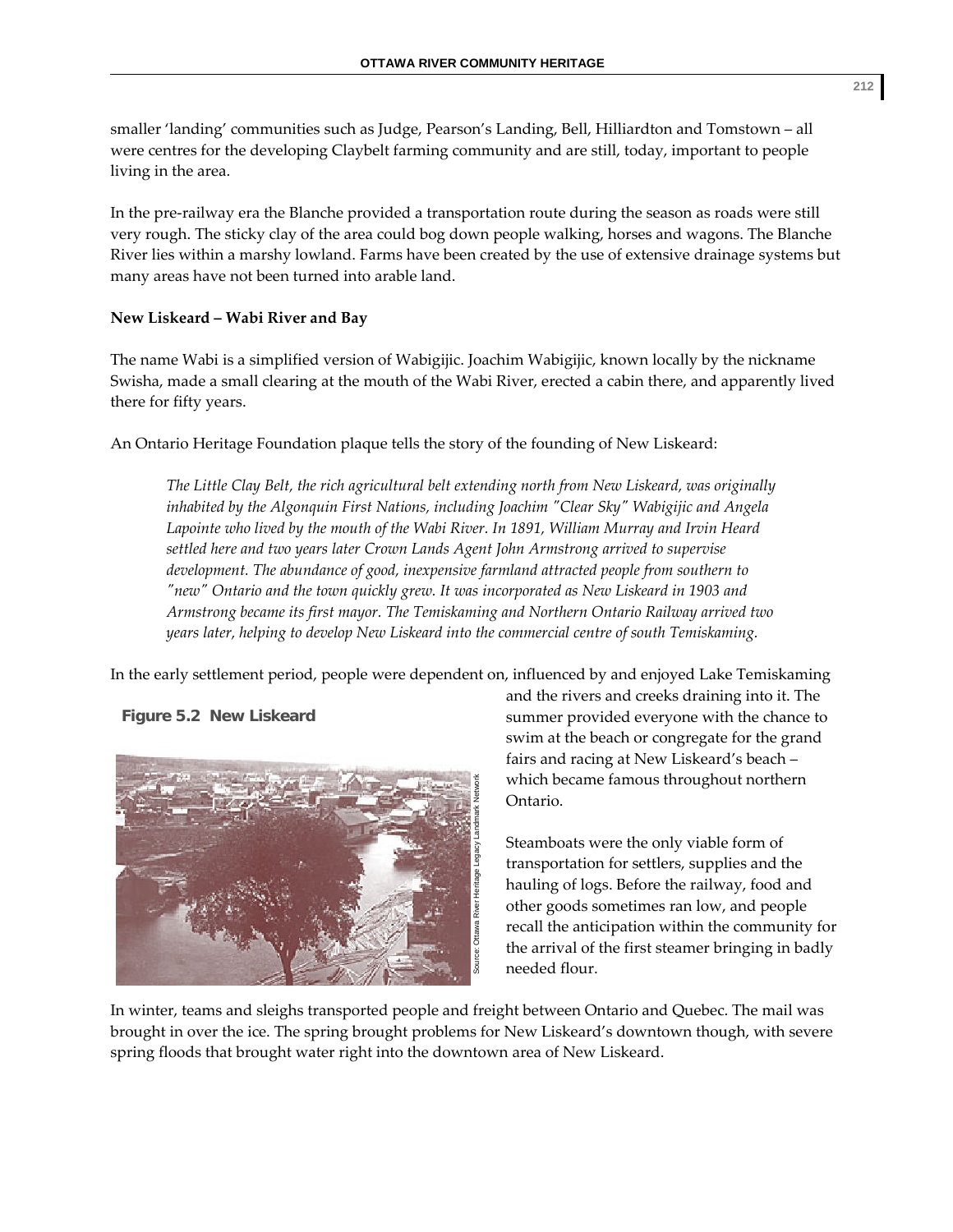smaller 'landing' communities such as Judge, Pearson's Landing, Bell, Hilliardton and Tomstown – all were centres for the developing Claybelt farming community and are still, today, important to people living in the area.

In the pre-railway era the Blanche provided a transportation route during the season as roads were still very rough. The sticky clay of the area could bog down people walking, horses and wagons. The Blanche River lies within a marshy lowland. Farms have been created by the use of extensive drainage systems but many areas have not been turned into arable land.

**New Liskeard – Wabi River and Bay**

The name Wabi is a simplified version of Wabigijic. Joachim Wabigijic, known locally by the nickname Swisha, made a small clearing at the mouth of the Wabi River, erected a cabin there, and apparently lived there for fifty years.

An Ontario Heritage Foundation plaque tells the story of the founding of New Liskeard:

> *The Little Clay Belt, the rich agricultural belt extending north from New Liskeard, was originally inhabited by the Algonquin First Nations, including Joachim "Clear Sky" Wabigijic and Angela Lapointe who lived by the mouth of the Wabi River. In 1891, William Murray and Irvin Heard settled here and two years later Crown Lands Agent John Armstrong arrived to supervise development. The abundance of good, inexpensive farmland attracted people from southern to "new" Ontario and the town quickly grew. It was incorporated as New Liskeard in 1903 and Armstrong became its first mayor. The Temiskaming and Northern Ontario Railway arrived two years later, helping to develop New Liskeard into the commercial centre of south Temiskaming.*

In the early settlement period, people were dependent on, influenced by and enjoyed Lake Temiskaming and the rivers and creeks draining into it. The summer provided everyone with the chance to swim at the beach or congregate for the grand fairs and racing at New Liskeard's beach – which became famous throughout northern Ontario.

**Figure 5.2 New Liskeard**

Source: Ottawa River Heritage Legacy Landmark Network

Steamboats were the only viable form of transportation for settlers, supplies and the hauling of logs. Before the railway, food and other goods sometimes ran low, and people recall the anticipation within the community for the arrival of the first steamer bringing in badly needed flour.

In winter, teams and sleighs transported people and freight between Ontario and Quebec. The mail was brought in over the ice. The spring brought problems for New Liskeard's downtown though, with severe spring floods that brought water right into the downtown area of New Liskeard.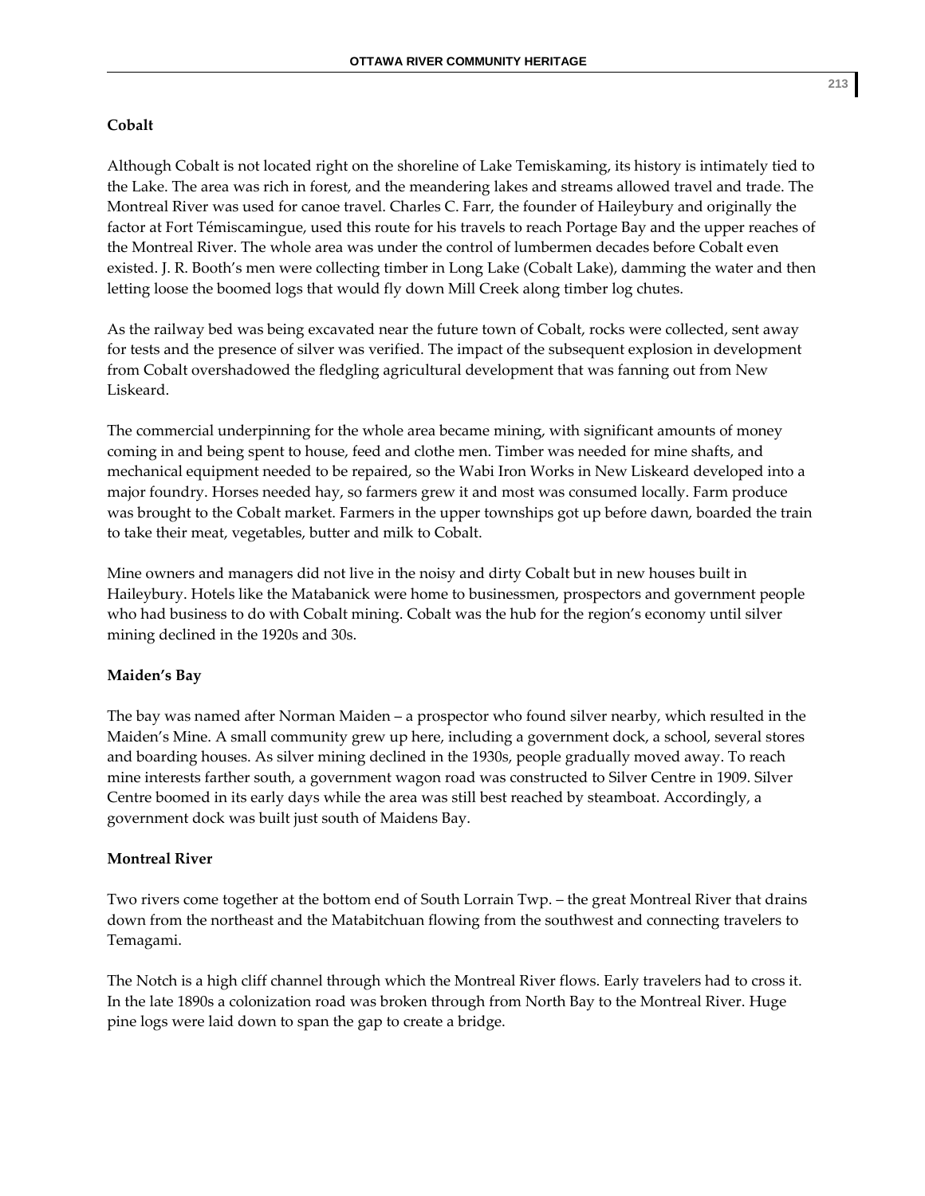### Cobalt

Although Cobalt is not located right on the shoreline of Lake Temiskaming, its history is intimately tied to the Lake. The area was rich in forest, and the meandering lakes and streams allowed travel and trade. The Montreal River was used for canoe travel. Charles C. Farr, the founder of Haileybury and originally the factor at Fort Témiscamingue, used this route for his travels to reach Portage Bay and the upper reaches of the Montreal River. The whole area was under the control of lumbermen decades before Cobalt even existed. J. R. Booth's men were collecting timber in Long Lake (Cobalt Lake), damming the water and then letting loose the boomed logs that would fly down Mill Creek along timber log chutes.

As the railway bed was being excavated near the future town of Cobalt, rocks were collected, sent away for tests and the presence of silver was verified. The impact of the subsequent explosion in development from Cobalt overshadowed the fledgling agricultural development that was fanning out from New Liskeard.

The commercial underpinning for the whole area became mining, with significant amounts of money coming in and being spent to house, feed and clothe men. Timber was needed for mine shafts, and mechanical equipment needed to be repaired, so the Wabi Iron Works in New Liskeard developed into a major foundry. Horses needed hay, so farmers grew it and most was consumed locally. Farm produce was brought to the Cobalt market. Farmers in the upper townships got up before dawn, boarded the train to take their meat, vegetables, butter and milk to Cobalt.

Mine owners and managers did not live in the noisy and dirty Cobalt but in new houses built in Haileybury. Hotels like the Matabanick were home to businessmen, prospectors and government people who had business to do with Cobalt mining. Cobalt was the hub for the region's economy until silver mining declined in the 1920s and 30s.

### Maiden's Bay

The bay was named after Norman Maiden – a prospector who found silver nearby, which resulted in the Maiden's Mine. A small community grew up here, including a government dock, a school, several stores and boarding houses. As silver mining declined in the 1930s, people gradually moved away. To reach mine interests farther south, a government wagon road was constructed to Silver Centre in 1909. Silver Centre boomed in its early days while the area was still best reached by steamboat. Accordingly, a government dock was built just south of Maidens Bay.

### Montreal River

Two rivers come together at the bottom end of South Lorrain Twp. – the great Montreal River that drains down from the northeast and the Matabitchuan flowing from the southwest and connecting travelers to Temagami.

The Notch is a high cliff channel through which the Montreal River flows. Early travelers had to cross it. In the late 1890s a colonization road was broken through from North Bay to the Montreal River. Huge pine logs were laid down to span the gap to create a bridge.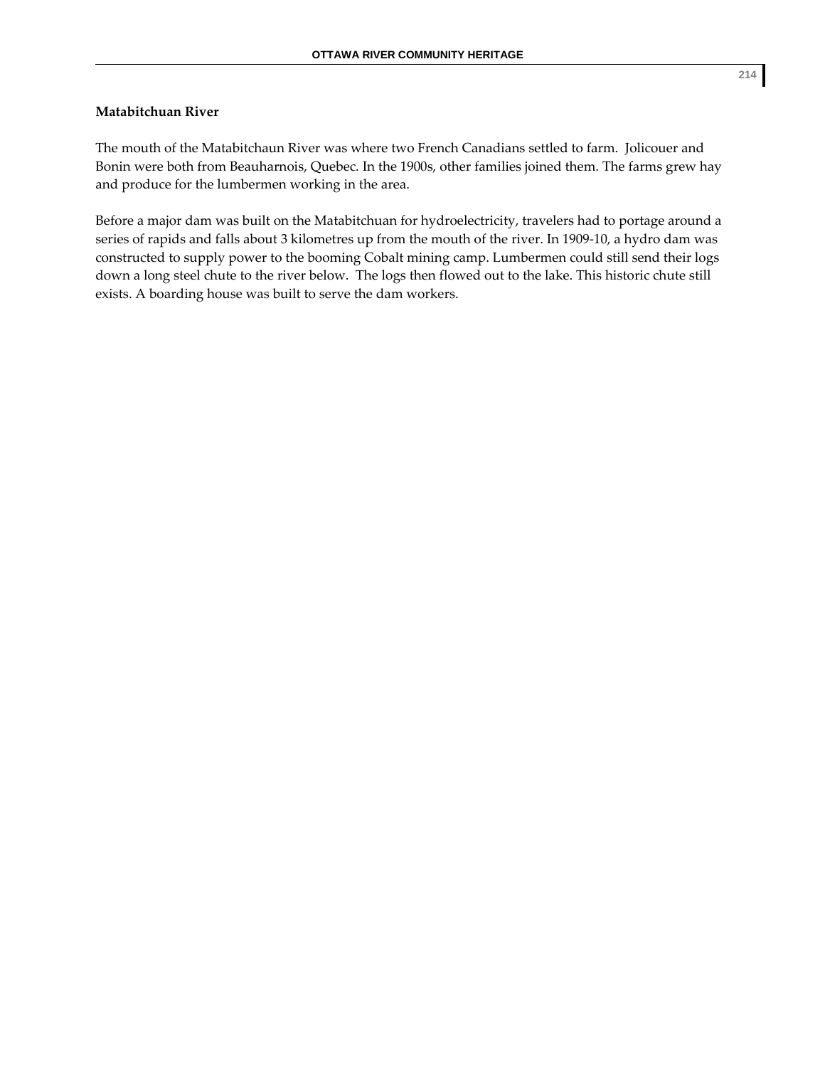### Matabitchuan River

The mouth of the Matabitchaun River was where two French Canadians settled to farm. Jolicouer and Bonin were both from Beauharnois, Quebec. In the 1900s, other families joined them. The farms grew hay and produce for the lumbermen working in the area.

Before a major dam was built on the Matabitchuan for hydroelectricity, travelers had to portage around a series of rapids and falls about 3 kilometres up from the mouth of the river. In 1909-10, a hydro dam was constructed to supply power to the booming Cobalt mining camp. Lumbermen could still send their logs down a long steel chute to the river below. The logs then flowed out to the lake. This historic chute still exists. A boarding house was built to serve the dam workers.